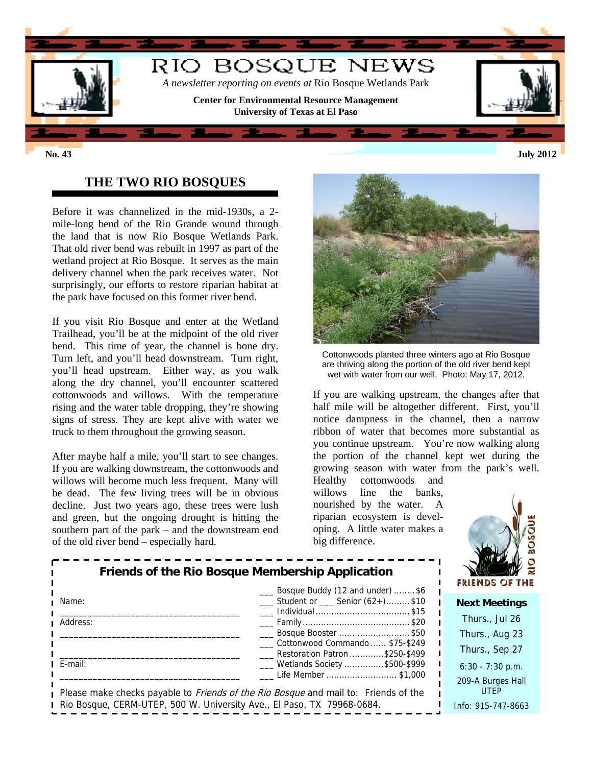# RIO BOSQUE NEWS

*A newsletter reporting on events at* Rio Bosque Wetlands Park

**Center for Environmental Resource Management**
**University of Texas at El Paso**

**No. 43** **July 2012**

## THE TWO RIO BOSQUES

Before it was channelized in the mid-1930s, a 2-mile-long bend of the Rio Grande wound through the land that is now Rio Bosque Wetlands Park. That old river bend was rebuilt in 1997 as part of the wetland project at Rio Bosque. It serves as the main delivery channel when the park receives water. Not surprisingly, our efforts to restore riparian habitat at the park have focused on this former river bend.

If you visit Rio Bosque and enter at the Wetland Trailhead, you'll be at the midpoint of the old river bend. This time of year, the channel is bone dry. Turn left, and you'll head downstream. Turn right, you'll head upstream. Either way, as you walk along the dry channel, you'll encounter scattered cottonwoods and willows. With the temperature rising and the water table dropping, they're showing signs of stress. They are kept alive with water we truck to them throughout the growing season.

After maybe half a mile, you'll start to see changes. If you are walking downstream, the cottonwoods and willows will become much less frequent. Many will be dead. The few living trees will be in obvious decline. Just two years ago, these trees were lush and green, but the ongoing drought is hitting the southern part of the park – and the downstream end of the old river bend – especially hard.

Cottonwoods planted three winters ago at Rio Bosque are thriving along the portion of the old river bend kept wet with water from our well. Photo: May 17, 2012.

If you are walking upstream, the changes after that half mile will be altogether different. First, you'll notice dampness in the channel, then a narrow ribbon of water that becomes more substantial as you continue upstream. You're now walking along the portion of the channel kept wet during the growing season with water from the park's well. Healthy cottonwoods and willows line the banks, nourished by the water. A riparian ecosystem is developing. A little water makes a big difference.

### Friends of the Rio Bosque Membership Application

Name: ____________________________________

Address: ____________________________________

____________________________________

E-mail: ____________________________________

- ___ Bosque Buddy (12 and under) ........ $6
- ___ Student or ___ Senior (62+)......... $10
- ___ Individual .................................. $15
- ___ Family ........................................ $20
- ___ Bosque Booster .......................... $50
- ___ Cottonwood Commando ...... $75-$249
- ___ Restoration Patron ............ $250-$499
- ___ Wetlands Society .............. $500-$999
- ___ Life Member .......................... $1,000

Please make checks payable to *Friends of the Rio Bosque* and mail to: Friends of the Rio Bosque, CERM-UTEP, 500 W. University Ave., El Paso, TX 79968-0684.

FRIENDS OF THE RIO BOSQUE

**Next Meetings**

Thurs., Jul 26
Thurs., Aug 23
Thurs., Sep 27

6:30 - 7:30 p.m.

209-A Burges Hall
UTEP

Info: 915-747-8663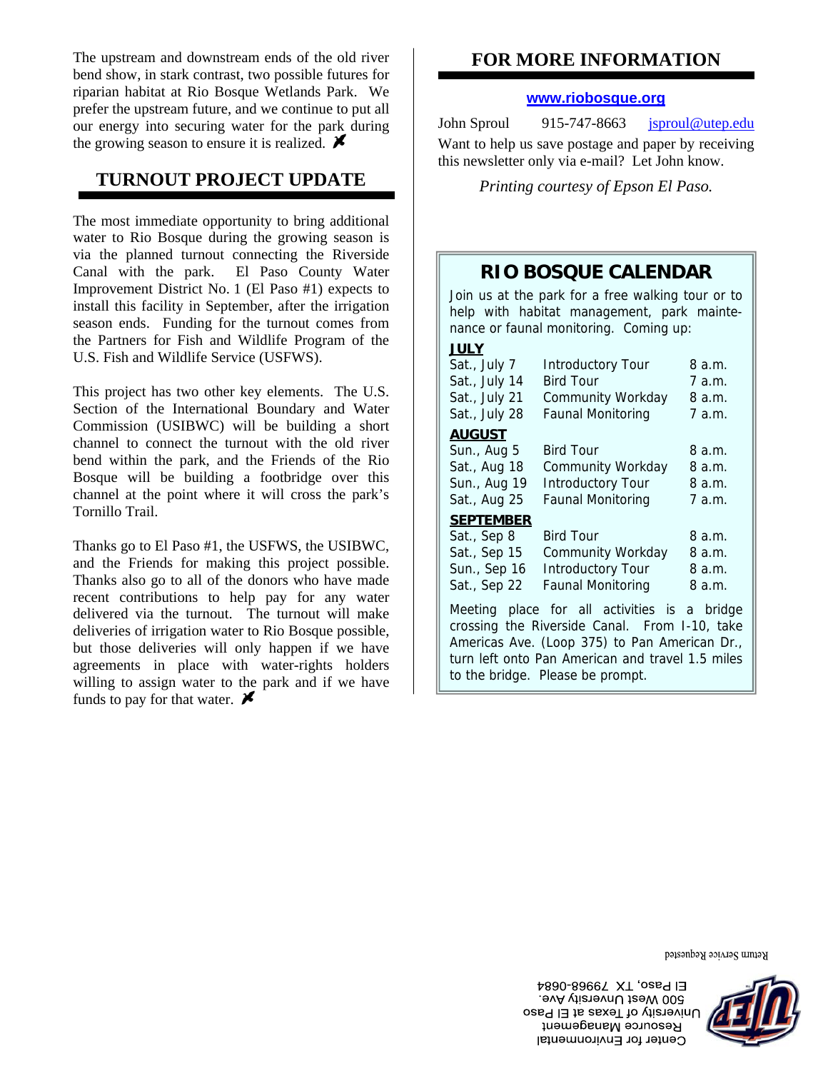The upstream and downstream ends of the old river bend show, in stark contrast, two possible futures for riparian habitat at Rio Bosque Wetlands Park. We prefer the upstream future, and we continue to put all our energy into securing water for the park during the growing season to ensure it is realized. ✘

## TURNOUT PROJECT UPDATE

The most immediate opportunity to bring additional water to Rio Bosque during the growing season is via the planned turnout connecting the Riverside Canal with the park. El Paso County Water Improvement District No. 1 (El Paso #1) expects to install this facility in September, after the irrigation season ends. Funding for the turnout comes from the Partners for Fish and Wildlife Program of the U.S. Fish and Wildlife Service (USFWS).

This project has two other key elements. The U.S. Section of the International Boundary and Water Commission (USIBWC) will be building a short channel to connect the turnout with the old river bend within the park, and the Friends of the Rio Bosque will be building a footbridge over this channel at the point where it will cross the park's Tornillo Trail.

Thanks go to El Paso #1, the USFWS, the USIBWC, and the Friends for making this project possible. Thanks also go to all of the donors who have made recent contributions to help pay for any water delivered via the turnout. The turnout will make deliveries of irrigation water to Rio Bosque possible, but those deliveries will only happen if we have agreements in place with water-rights holders willing to assign water to the park and if we have funds to pay for that water. ✘

## FOR MORE INFORMATION

**www.riobosque.org**

John Sproul 915-747-8663 jsproul@utep.edu

Want to help us save postage and paper by receiving this newsletter only via e-mail? Let John know.

*Printing courtesy of Epson El Paso.*

## RIO BOSQUE CALENDAR

Join us at the park for a free walking tour or to help with habitat management, park maintenance or faunal monitoring. Coming up:

**JULY**

| | | |
|---|---|---|
| Sat., July 7 | Introductory Tour | 8 a.m. |
| Sat., July 14 | Bird Tour | 7 a.m. |
| Sat., July 21 | Community Workday | 8 a.m. |
| Sat., July 28 | Faunal Monitoring | 7 a.m. |

**AUGUST**

| | | |
|---|---|---|
| Sun., Aug 5 | Bird Tour | 8 a.m. |
| Sat., Aug 18 | Community Workday | 8 a.m. |
| Sun., Aug 19 | Introductory Tour | 8 a.m. |
| Sat., Aug 25 | Faunal Monitoring | 7 a.m. |

**SEPTEMBER**

| | | |
|---|---|---|
| Sat., Sep 8 | Bird Tour | 8 a.m. |
| Sat., Sep 15 | Community Workday | 8 a.m. |
| Sun., Sep 16 | Introductory Tour | 8 a.m. |
| Sat., Sep 22 | Faunal Monitoring | 8 a.m. |

Meeting place for all activities is a bridge crossing the Riverside Canal. From I-10, take Americas Ave. (Loop 375) to Pan American Dr., turn left onto Pan American and travel 1.5 miles to the bridge. Please be prompt.

Center for Environmental Resource Management
University of Texas at El Paso
500 West University Ave.
El Paso, TX 79968-0684

Return Service Requested